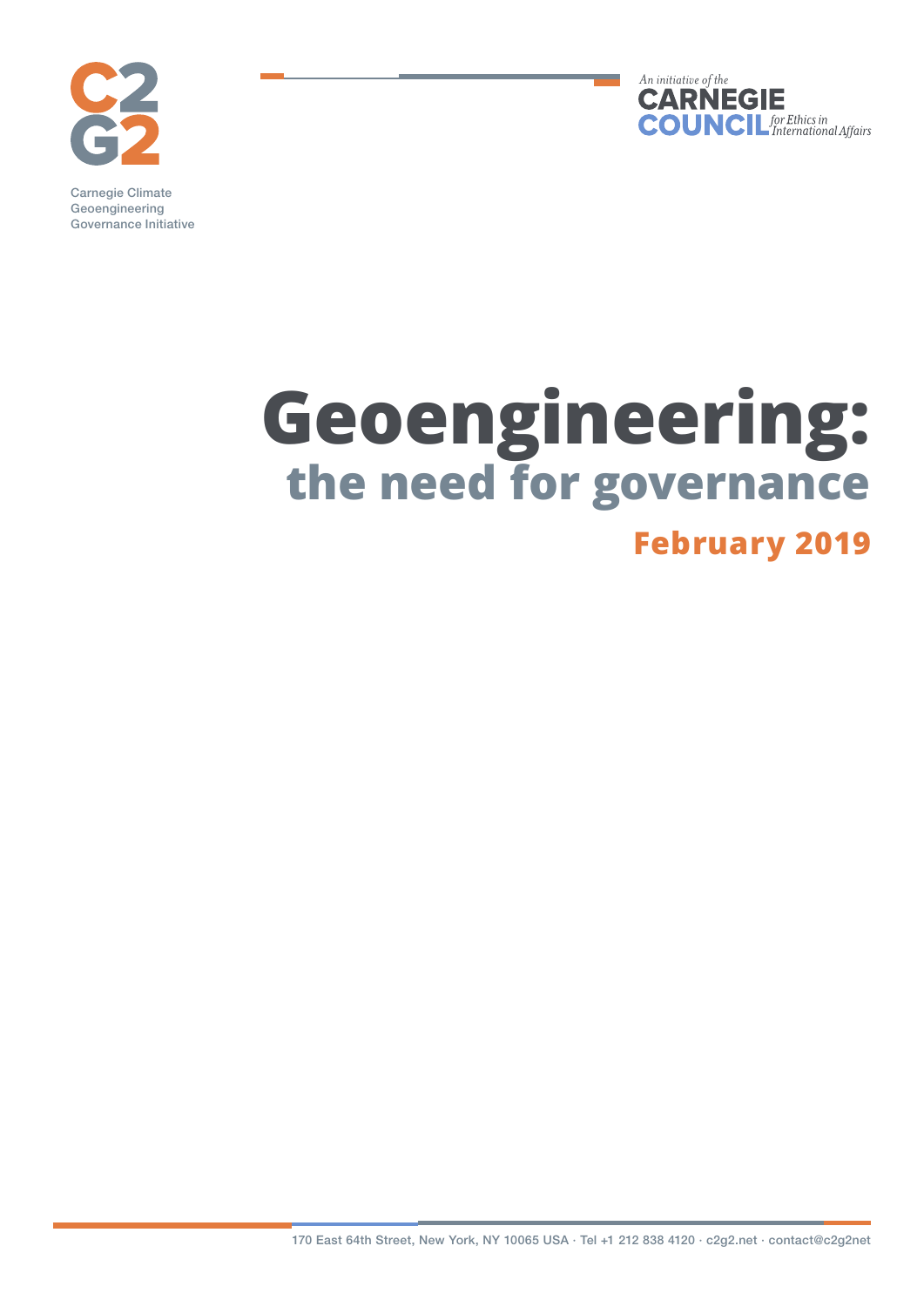C2G2

Carnegie Climate Geoengineering Governance Initiative

An initiative of the CARNEGIE COUNCIL for Ethics in International Affairs

# Geoengineering: the need for governance

**February 2019**

170 East 64th Street, New York, NY 10065 USA · Tel +1 212 838 4120 · c2g2.net · contact@c2g2net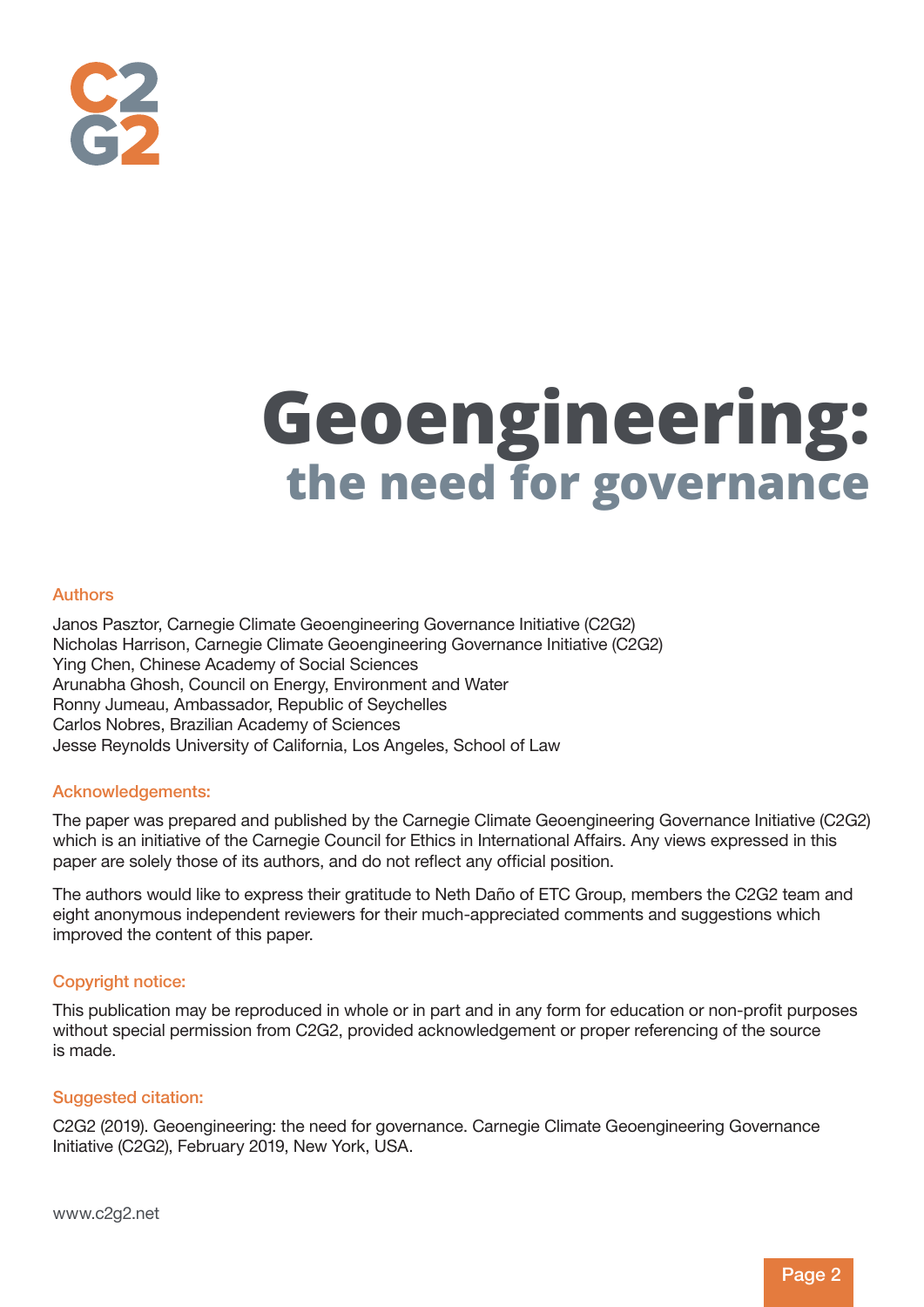# Geoengineering:
## the need for governance

### Authors

Janos Pasztor, Carnegie Climate Geoengineering Governance Initiative (C2G2)
Nicholas Harrison, Carnegie Climate Geoengineering Governance Initiative (C2G2)
Ying Chen, Chinese Academy of Social Sciences
Arunabha Ghosh, Council on Energy, Environment and Water
Ronny Jumeau, Ambassador, Republic of Seychelles
Carlos Nobres, Brazilian Academy of Sciences
Jesse Reynolds University of California, Los Angeles, School of Law

### Acknowledgements:

The paper was prepared and published by the Carnegie Climate Geoengineering Governance Initiative (C2G2) which is an initiative of the Carnegie Council for Ethics in International Affairs. Any views expressed in this paper are solely those of its authors, and do not reflect any official position.

The authors would like to express their gratitude to Neth Daño of ETC Group, members the C2G2 team and eight anonymous independent reviewers for their much-appreciated comments and suggestions which improved the content of this paper.

### Copyright notice:

This publication may be reproduced in whole or in part and in any form for education or non-profit purposes without special permission from C2G2, provided acknowledgement or proper referencing of the source is made.

### Suggested citation:

C2G2 (2019). Geoengineering: the need for governance. Carnegie Climate Geoengineering Governance Initiative (C2G2), February 2019, New York, USA.

www.c2g2.net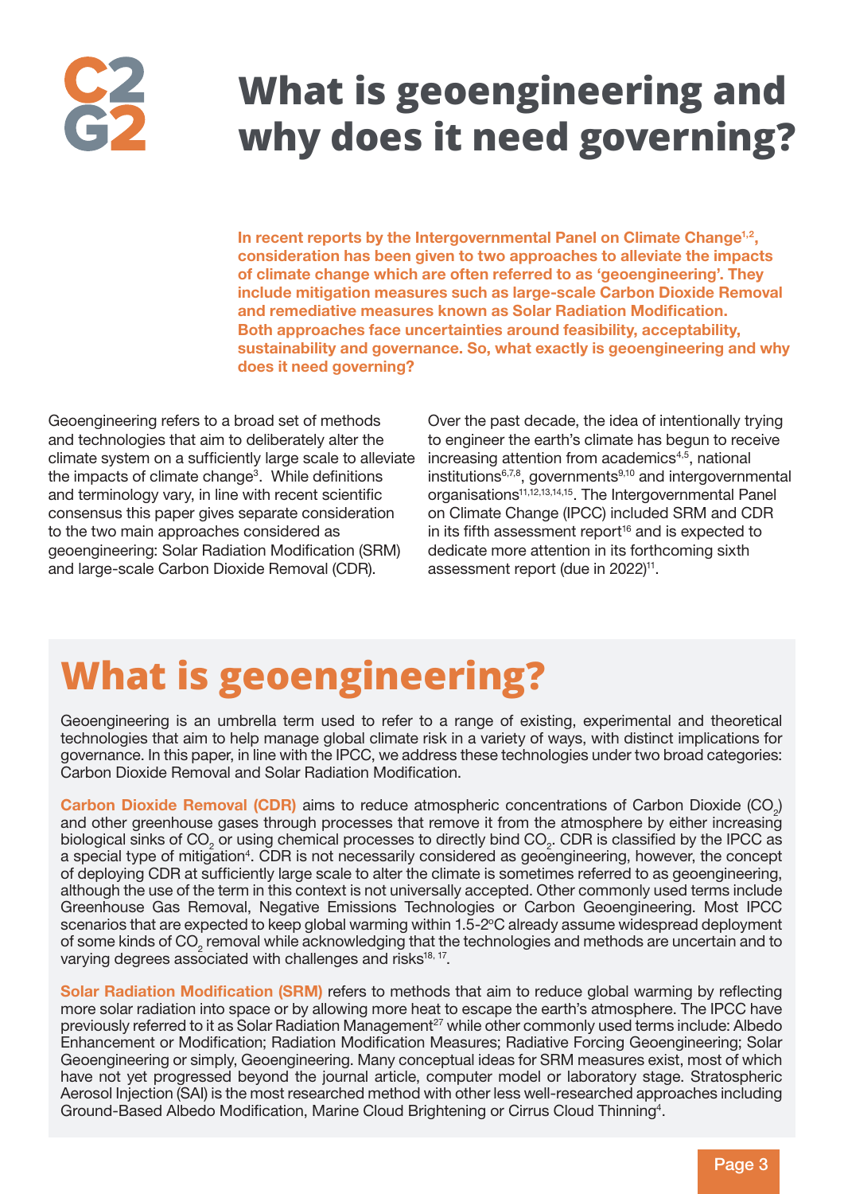# What is geoengineering and why does it need governing?

**In recent reports by the Intergovernmental Panel on Climate Change[1,2], consideration has been given to two approaches to alleviate the impacts of climate change which are often referred to as 'geoengineering'. They include mitigation measures such as large-scale Carbon Dioxide Removal and remediative measures known as Solar Radiation Modification. Both approaches face uncertainties around feasibility, acceptability, sustainability and governance. So, what exactly is geoengineering and why does it need governing?**

Geoengineering refers to a broad set of methods and technologies that aim to deliberately alter the climate system on a sufficiently large scale to alleviate the impacts of climate change[3]. While definitions and terminology vary, in line with recent scientific consensus this paper gives separate consideration to the two main approaches considered as geoengineering: Solar Radiation Modification (SRM) and large-scale Carbon Dioxide Removal (CDR).

Over the past decade, the idea of intentionally trying to engineer the earth's climate has begun to receive increasing attention from academics[4,5], national institutions[6,7,8], governments[9,10] and intergovernmental organisations[11,12,13,14,15]. The Intergovernmental Panel on Climate Change (IPCC) included SRM and CDR in its fifth assessment report[16] and is expected to dedicate more attention in its forthcoming sixth assessment report (due in 2022)[11].

## What is geoengineering?

Geoengineering is an umbrella term used to refer to a range of existing, experimental and theoretical technologies that aim to help manage global climate risk in a variety of ways, with distinct implications for governance. In this paper, in line with the IPCC, we address these technologies under two broad categories: Carbon Dioxide Removal and Solar Radiation Modification.

**Carbon Dioxide Removal (CDR)** aims to reduce atmospheric concentrations of Carbon Dioxide ($CO_2$) and other greenhouse gases through processes that remove it from the atmosphere by either increasing biological sinks of $CO_2$ or using chemical processes to directly bind $CO_2$. CDR is classified by the IPCC as a special type of mitigation[4]. CDR is not necessarily considered as geoengineering, however, the concept of deploying CDR at sufficiently large scale to alter the climate is sometimes referred to as geoengineering, although the use of the term in this context is not universally accepted. Other commonly used terms include Greenhouse Gas Removal, Negative Emissions Technologies or Carbon Geoengineering. Most IPCC scenarios that are expected to keep global warming within 1.5-2°C already assume widespread deployment of some kinds of $CO_2$ removal while acknowledging that the technologies and methods are uncertain and to varying degrees associated with challenges and risks[18, 17].

**Solar Radiation Modification (SRM)** refers to methods that aim to reduce global warming by reflecting more solar radiation into space or by allowing more heat to escape the earth's atmosphere. The IPCC have previously referred to it as Solar Radiation Management[27] while other commonly used terms include: Albedo Enhancement or Modification; Radiation Modification Measures; Radiative Forcing Geoengineering; Solar Geoengineering or simply, Geoengineering. Many conceptual ideas for SRM measures exist, most of which have not yet progressed beyond the journal article, computer model or laboratory stage. Stratospheric Aerosol Injection (SAI) is the most researched method with other less well-researched approaches including Ground-Based Albedo Modification, Marine Cloud Brightening or Cirrus Cloud Thinning[4].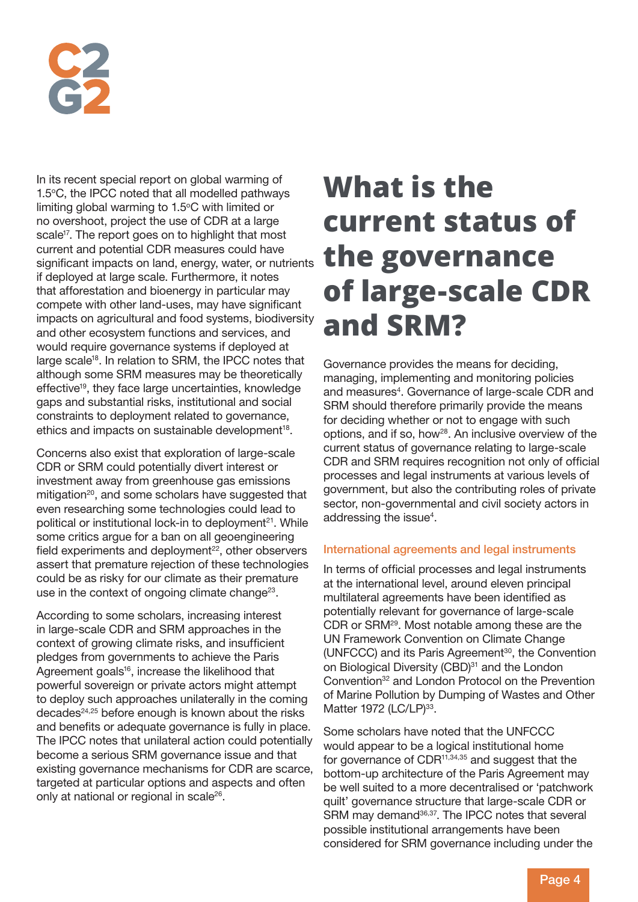In its recent special report on global warming of 1.5°C, the IPCC noted that all modelled pathways limiting global warming to 1.5°C with limited or no overshoot, project the use of CDR at a large scale[17]. The report goes on to highlight that most current and potential CDR measures could have significant impacts on land, energy, water, or nutrients if deployed at large scale. Furthermore, it notes that afforestation and bioenergy in particular may compete with other land-uses, may have significant impacts on agricultural and food systems, biodiversity and other ecosystem functions and services, and would require governance systems if deployed at large scale[18]. In relation to SRM, the IPCC notes that although some SRM measures may be theoretically effective[19], they face large uncertainties, knowledge gaps and substantial risks, institutional and social constraints to deployment related to governance, ethics and impacts on sustainable development[18].

Concerns also exist that exploration of large-scale CDR or SRM could potentially divert interest or investment away from greenhouse gas emissions mitigation[20], and some scholars have suggested that even researching some technologies could lead to political or institutional lock-in to deployment[21]. While some critics argue for a ban on all geoengineering field experiments and deployment[22], other observers assert that premature rejection of these technologies could be as risky for our climate as their premature use in the context of ongoing climate change[23].

According to some scholars, increasing interest in large-scale CDR and SRM approaches in the context of growing climate risks, and insufficient pledges from governments to achieve the Paris Agreement goals[16], increase the likelihood that powerful sovereign or private actors might attempt to deploy such approaches unilaterally in the coming decades[24,25] before enough is known about the risks and benefits or adequate governance is fully in place. The IPCC notes that unilateral action could potentially become a serious SRM governance issue and that existing governance mechanisms for CDR are scarce, targeted at particular options and aspects and often only at national or regional in scale[26].

# What is the current status of the governance of large-scale CDR and SRM?

Governance provides the means for deciding, managing, implementing and monitoring policies and measures[4]. Governance of large-scale CDR and SRM should therefore primarily provide the means for deciding whether or not to engage with such options, and if so, how[28]. An inclusive overview of the current status of governance relating to large-scale CDR and SRM requires recognition not only of official processes and legal instruments at various levels of government, but also the contributing roles of private sector, non-governmental and civil society actors in addressing the issue[4].

## International agreements and legal instruments

In terms of official processes and legal instruments at the international level, around eleven principal multilateral agreements have been identified as potentially relevant for governance of large-scale CDR or SRM[29]. Most notable among these are the UN Framework Convention on Climate Change (UNFCCC) and its Paris Agreement[30], the Convention on Biological Diversity (CBD)[31] and the London Convention[32] and London Protocol on the Prevention of Marine Pollution by Dumping of Wastes and Other Matter 1972 (LC/LP)[33].

Some scholars have noted that the UNFCCC would appear to be a logical institutional home for governance of CDR[11,34,35] and suggest that the bottom-up architecture of the Paris Agreement may be well suited to a more decentralised or 'patchwork quilt' governance structure that large-scale CDR or SRM may demand[36,37]. The IPCC notes that several possible institutional arrangements have been considered for SRM governance including under the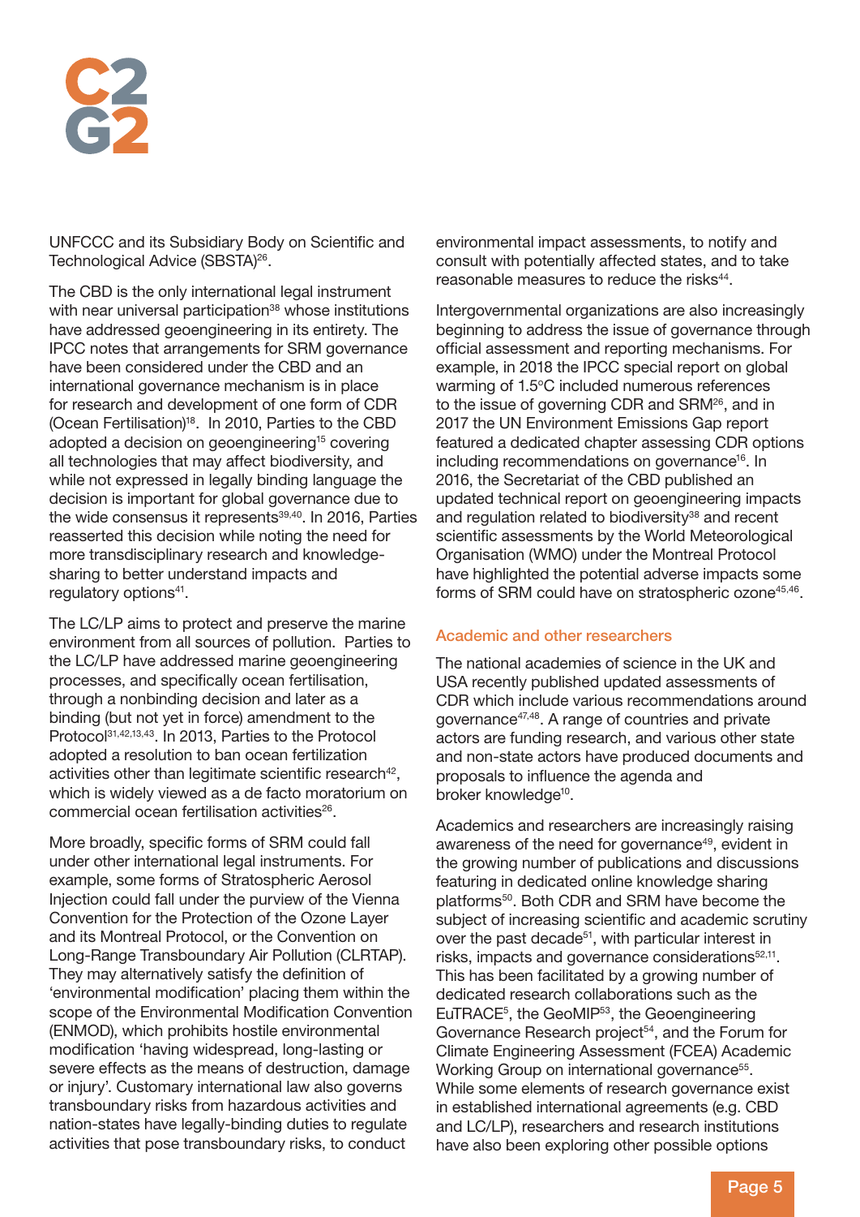UNFCCC and its Subsidiary Body on Scientific and Technological Advice (SBSTA)[26].

The CBD is the only international legal instrument with near universal participation[38] whose institutions have addressed geoengineering in its entirety. The IPCC notes that arrangements for SRM governance have been considered under the CBD and an international governance mechanism is in place for research and development of one form of CDR (Ocean Fertilisation)[18]. In 2010, Parties to the CBD adopted a decision on geoengineering[15] covering all technologies that may affect biodiversity, and while not expressed in legally binding language the decision is important for global governance due to the wide consensus it represents[39,40]. In 2016, Parties reasserted this decision while noting the need for more transdisciplinary research and knowledge-sharing to better understand impacts and regulatory options[41].

The LC/LP aims to protect and preserve the marine environment from all sources of pollution. Parties to the LC/LP have addressed marine geoengineering processes, and specifically ocean fertilisation, through a nonbinding decision and later as a binding (but not yet in force) amendment to the Protocol[31,42,13,43]. In 2013, Parties to the Protocol adopted a resolution to ban ocean fertilization activities other than legitimate scientific research[42], which is widely viewed as a de facto moratorium on commercial ocean fertilisation activities[26].

More broadly, specific forms of SRM could fall under other international legal instruments. For example, some forms of Stratospheric Aerosol Injection could fall under the purview of the Vienna Convention for the Protection of the Ozone Layer and its Montreal Protocol, or the Convention on Long-Range Transboundary Air Pollution (CLRTAP). They may alternatively satisfy the definition of 'environmental modification' placing them within the scope of the Environmental Modification Convention (ENMOD), which prohibits hostile environmental modification 'having widespread, long-lasting or severe effects as the means of destruction, damage or injury'. Customary international law also governs transboundary risks from hazardous activities and nation-states have legally-binding duties to regulate activities that pose transboundary risks, to conduct environmental impact assessments, to notify and consult with potentially affected states, and to take reasonable measures to reduce the risks[44].

Intergovernmental organizations are also increasingly beginning to address the issue of governance through official assessment and reporting mechanisms. For example, in 2018 the IPCC special report on global warming of 1.5°C included numerous references to the issue of governing CDR and SRM[26], and in 2017 the UN Environment Emissions Gap report featured a dedicated chapter assessing CDR options including recommendations on governance[16]. In 2016, the Secretariat of the CBD published an updated technical report on geoengineering impacts and regulation related to biodiversity[38] and recent scientific assessments by the World Meteorological Organisation (WMO) under the Montreal Protocol have highlighted the potential adverse impacts some forms of SRM could have on stratospheric ozone[45,46].

## Academic and other researchers

The national academies of science in the UK and USA recently published updated assessments of CDR which include various recommendations around governance[47,48]. A range of countries and private actors are funding research, and various other state and non-state actors have produced documents and proposals to influence the agenda and broker knowledge[10].

Academics and researchers are increasingly raising awareness of the need for governance[49], evident in the growing number of publications and discussions featuring in dedicated online knowledge sharing platforms[50]. Both CDR and SRM have become the subject of increasing scientific and academic scrutiny over the past decade[51], with particular interest in risks, impacts and governance considerations[52,11]. This has been facilitated by a growing number of dedicated research collaborations such as the EuTRACE[5], the GeoMIP[53], the Geoengineering Governance Research project[54], and the Forum for Climate Engineering Assessment (FCEA) Academic Working Group on international governance[55]. While some elements of research governance exist in established international agreements (e.g. CBD and LC/LP), researchers and research institutions have also been exploring other possible options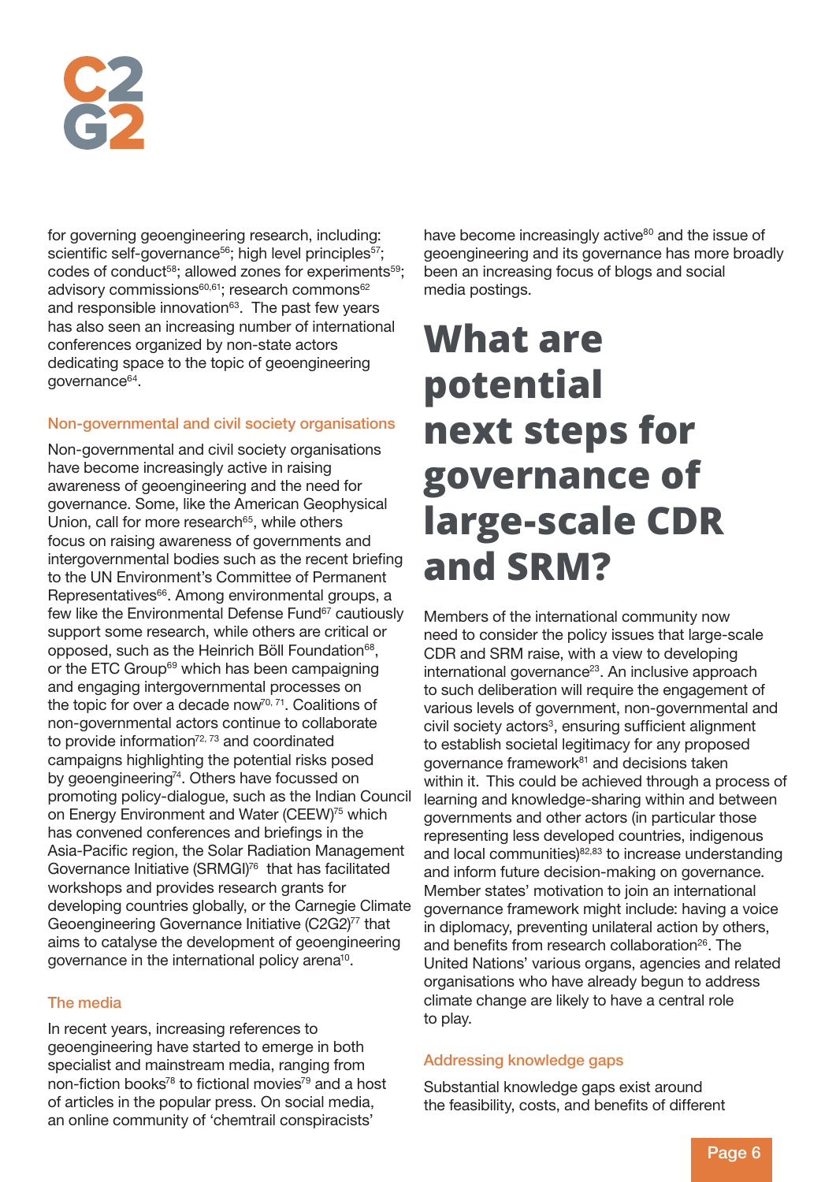for governing geoengineering research, including: scientific self-governance[56]; high level principles[57]; codes of conduct[58]; allowed zones for experiments[59]; advisory commissions[60,61]; research commons[62] and responsible innovation[63]. The past few years has also seen an increasing number of international conferences organized by non-state actors dedicating space to the topic of geoengineering governance[64].

### Non-governmental and civil society organisations

Non-governmental and civil society organisations have become increasingly active in raising awareness of geoengineering and the need for governance. Some, like the American Geophysical Union, call for more research[65], while others focus on raising awareness of governments and intergovernmental bodies such as the recent briefing to the UN Environment's Committee of Permanent Representatives[66]. Among environmental groups, a few like the Environmental Defense Fund[67] cautiously support some research, while others are critical or opposed, such as the Heinrich Böll Foundation[68], or the ETC Group[69] which has been campaigning and engaging intergovernmental processes on the topic for over a decade now[70, 71]. Coalitions of non-governmental actors continue to collaborate to provide information[72, 73] and coordinated campaigns highlighting the potential risks posed by geoengineering[74]. Others have focussed on promoting policy-dialogue, such as the Indian Council on Energy Environment and Water (CEEW)[75] which has convened conferences and briefings in the Asia-Pacific region, the Solar Radiation Management Governance Initiative (SRMGI)[76] that has facilitated workshops and provides research grants for developing countries globally, or the Carnegie Climate Geoengineering Governance Initiative (C2G2)[77] that aims to catalyse the development of geoengineering governance in the international policy arena[10].

### The media

In recent years, increasing references to geoengineering have started to emerge in both specialist and mainstream media, ranging from non-fiction books[78] to fictional movies[79] and a host of articles in the popular press. On social media, an online community of 'chemtrail conspiracists' have become increasingly active[80] and the issue of geoengineering and its governance has more broadly been an increasing focus of blogs and social media postings.

# What are potential next steps for governance of large-scale CDR and SRM?

Members of the international community now need to consider the policy issues that large-scale CDR and SRM raise, with a view to developing international governance[23]. An inclusive approach to such deliberation will require the engagement of various levels of government, non-governmental and civil society actors[3], ensuring sufficient alignment to establish societal legitimacy for any proposed governance framework[81] and decisions taken within it. This could be achieved through a process of learning and knowledge-sharing within and between governments and other actors (in particular those representing less developed countries, indigenous and local communities)[82,83] to increase understanding and inform future decision-making on governance. Member states' motivation to join an international governance framework might include: having a voice in diplomacy, preventing unilateral action by others, and benefits from research collaboration[26]. The United Nations' various organs, agencies and related organisations who have already begun to address climate change are likely to have a central role to play.

### Addressing knowledge gaps

Substantial knowledge gaps exist around the feasibility, costs, and benefits of different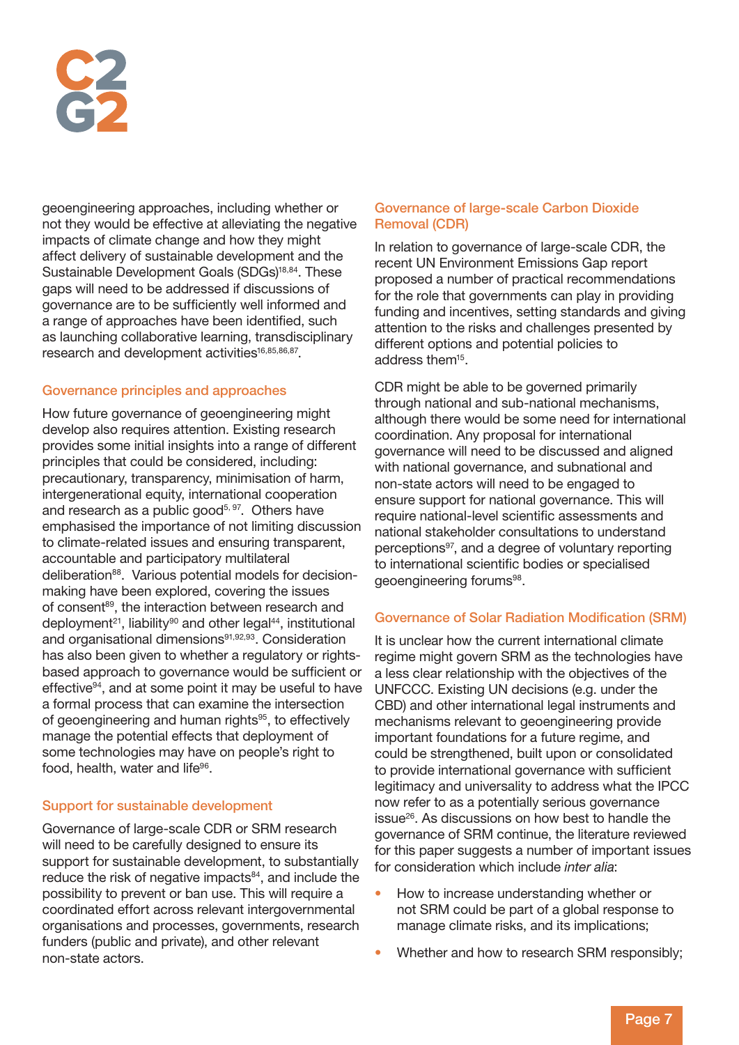geoengineering approaches, including whether or not they would be effective at alleviating the negative impacts of climate change and how they might affect delivery of sustainable development and the Sustainable Development Goals (SDGs)[18,84]. These gaps will need to be addressed if discussions of governance are to be sufficiently well informed and a range of approaches have been identified, such as launching collaborative learning, transdisciplinary research and development activities[16,85,86,87].

## Governance principles and approaches

How future governance of geoengineering might develop also requires attention. Existing research provides some initial insights into a range of different principles that could be considered, including: precautionary, transparency, minimisation of harm, intergenerational equity, international cooperation and research as a public good[5, 97]. Others have emphasised the importance of not limiting discussion to climate-related issues and ensuring transparent, accountable and participatory multilateral deliberation[88]. Various potential models for decision-making have been explored, covering the issues of consent[89], the interaction between research and deployment[21], liability[90] and other legal[44], institutional and organisational dimensions[91,92,93]. Consideration has also been given to whether a regulatory or rights-based approach to governance would be sufficient or effective[94], and at some point it may be useful to have a formal process that can examine the intersection of geoengineering and human rights[95], to effectively manage the potential effects that deployment of some technologies may have on people's right to food, health, water and life[96].

## Support for sustainable development

Governance of large-scale CDR or SRM research will need to be carefully designed to ensure its support for sustainable development, to substantially reduce the risk of negative impacts[84], and include the possibility to prevent or ban use. This will require a coordinated effort across relevant intergovernmental organisations and processes, governments, research funders (public and private), and other relevant non-state actors.

## Governance of large-scale Carbon Dioxide Removal (CDR)

In relation to governance of large-scale CDR, the recent UN Environment Emissions Gap report proposed a number of practical recommendations for the role that governments can play in providing funding and incentives, setting standards and giving attention to the risks and challenges presented by different options and potential policies to address them[15].

CDR might be able to be governed primarily through national and sub-national mechanisms, although there would be some need for international coordination. Any proposal for international governance will need to be discussed and aligned with national governance, and subnational and non-state actors will need to be engaged to ensure support for national governance. This will require national-level scientific assessments and national stakeholder consultations to understand perceptions[97], and a degree of voluntary reporting to international scientific bodies or specialised geoengineering forums[98].

## Governance of Solar Radiation Modification (SRM)

It is unclear how the current international climate regime might govern SRM as the technologies have a less clear relationship with the objectives of the UNFCCC. Existing UN decisions (e.g. under the CBD) and other international legal instruments and mechanisms relevant to geoengineering provide important foundations for a future regime, and could be strengthened, built upon or consolidated to provide international governance with sufficient legitimacy and universality to address what the IPCC now refer to as a potentially serious governance issue[26]. As discussions on how best to handle the governance of SRM continue, the literature reviewed for this paper suggests a number of important issues for consideration which include *inter alia*:

- How to increase understanding whether or not SRM could be part of a global response to manage climate risks, and its implications;
- Whether and how to research SRM responsibly;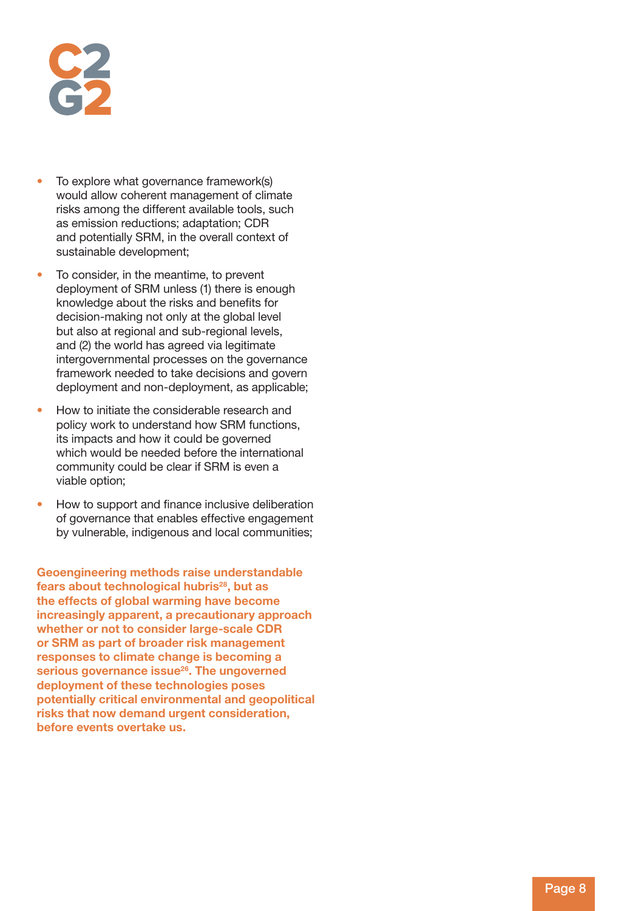- To explore what governance framework(s) would allow coherent management of climate risks among the different available tools, such as emission reductions; adaptation; CDR and potentially SRM, in the overall context of sustainable development;
- To consider, in the meantime, to prevent deployment of SRM unless (1) there is enough knowledge about the risks and benefits for decision-making not only at the global level but also at regional and sub-regional levels, and (2) the world has agreed via legitimate intergovernmental processes on the governance framework needed to take decisions and govern deployment and non-deployment, as applicable;
- How to initiate the considerable research and policy work to understand how SRM functions, its impacts and how it could be governed which would be needed before the international community could be clear if SRM is even a viable option;
- How to support and finance inclusive deliberation of governance that enables effective engagement by vulnerable, indigenous and local communities;

**Geoengineering methods raise understandable fears about technological hubris[28], but as the effects of global warming have become increasingly apparent, a precautionary approach whether or not to consider large-scale CDR or SRM as part of broader risk management responses to climate change is becoming a serious governance issue[26]. The ungoverned deployment of these technologies poses potentially critical environmental and geopolitical risks that now demand urgent consideration, before events overtake us.**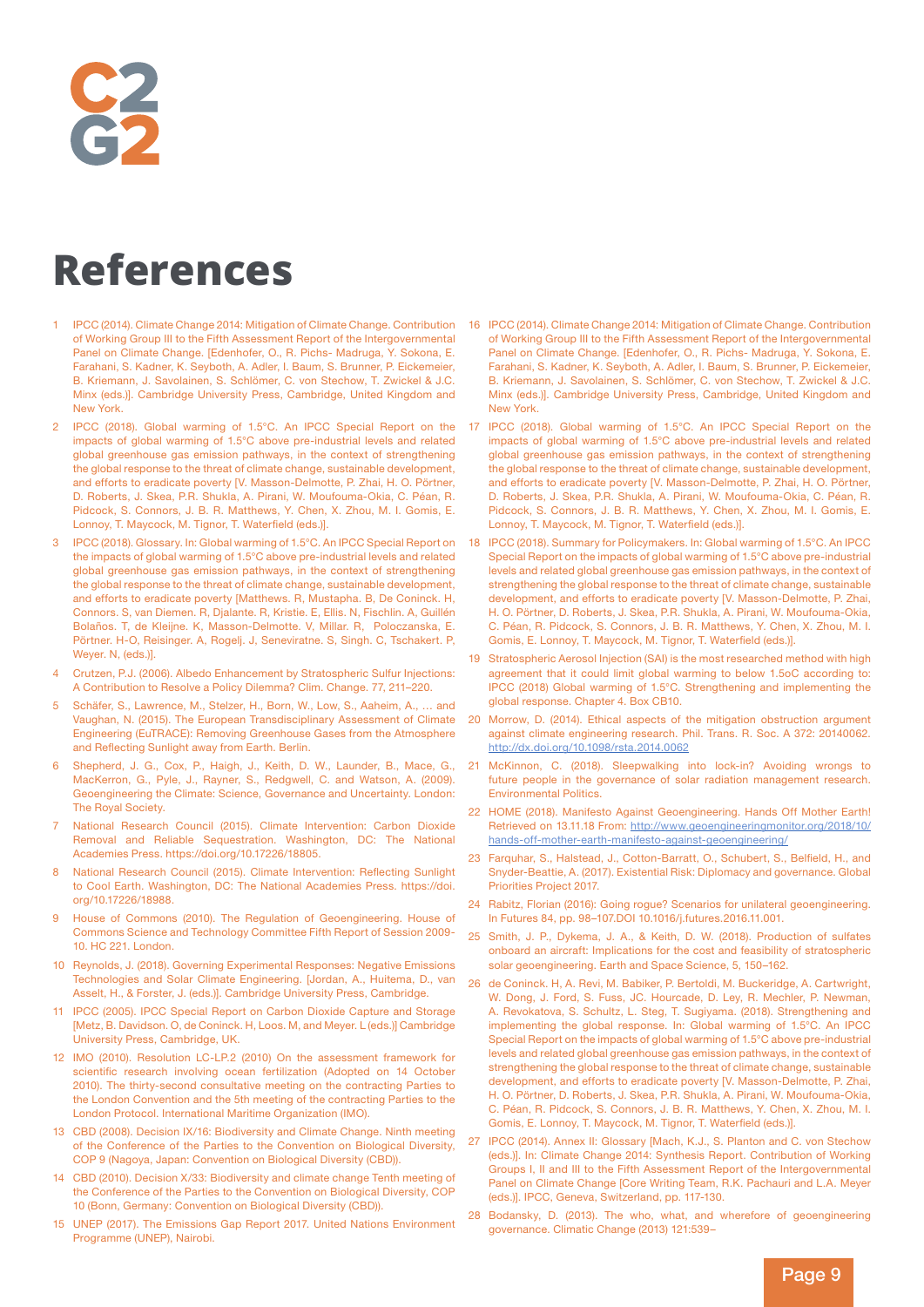# References

1. IPCC (2014). Climate Change 2014: Mitigation of Climate Change. Contribution of Working Group III to the Fifth Assessment Report of the Intergovernmental Panel on Climate Change. [Edenhofer, O., R. Pichs- Madruga, Y. Sokona, E. Farahani, S. Kadner, K. Seyboth, A. Adler, I. Baum, S. Brunner, P. Eickemeier, B. Kriemann, J. Savolainen, S. Schlömer, C. von Stechow, T. Zwickel & J.C. Minx (eds.)]. Cambridge University Press, Cambridge, United Kingdom and New York.
2. IPCC (2018). Global warming of 1.5°C. An IPCC Special Report on the impacts of global warming of 1.5°C above pre-industrial levels and related global greenhouse gas emission pathways, in the context of strengthening the global response to the threat of climate change, sustainable development, and efforts to eradicate poverty [V. Masson-Delmotte, P. Zhai, H. O. Pörtner, D. Roberts, J. Skea, P.R. Shukla, A. Pirani, W. Moufouma-Okia, C. Péan, R. Pidcock, S. Connors, J. B. R. Matthews, Y. Chen, X. Zhou, M. I. Gomis, E. Lonnoy, T. Maycock, M. Tignor, T. Waterfield (eds.)].
3. IPCC (2018). Glossary. In: Global warming of 1.5°C. An IPCC Special Report on the impacts of global warming of 1.5°C above pre-industrial levels and related global greenhouse gas emission pathways, in the context of strengthening the global response to the threat of climate change, sustainable development, and efforts to eradicate poverty [Matthews. R, Mustapha. B, De Coninck. H, Connors. S, van Diemen. R, Djalante. R, Kristie. E, Ellis. N, Fischlin. A, Guillén Bolaños. T, de Kleijne. K, Masson-Delmotte. V, Millar. R, Poloczanska, E. Pörtner. H-O, Reisinger. A, Rogelj. J, Seneviratne. S, Singh. C, Tschakert. P, Weyer. N, (eds.)].
4. Crutzen, P.J. (2006). Albedo Enhancement by Stratospheric Sulfur Injections: A Contribution to Resolve a Policy Dilemma? Clim. Change. 77, 211–220.
5. Schäfer, S., Lawrence, M., Stelzer, H., Born, W., Low, S., Aaheim, A., … and Vaughan, N. (2015). The European Transdisciplinary Assessment of Climate Engineering (EuTRACE): Removing Greenhouse Gases from the Atmosphere and Reflecting Sunlight away from Earth. Berlin.
6. Shepherd, J. G., Cox, P., Haigh, J., Keith, D. W., Launder, B., Mace, G., MacKerron, G., Pyle, J., Rayner, S., Redgwell, C. and Watson, A. (2009). Geoengineering the Climate: Science, Governance and Uncertainty. London: The Royal Society.
7. National Research Council (2015). Climate Intervention: Carbon Dioxide Removal and Reliable Sequestration. Washington, DC: The National Academies Press. https://doi.org/10.17226/18805.
8. National Research Council (2015). Climate Intervention: Reflecting Sunlight to Cool Earth. Washington, DC: The National Academies Press. https://doi.org/10.17226/18988.
9. House of Commons (2010). The Regulation of Geoengineering. House of Commons Science and Technology Committee Fifth Report of Session 2009-10. HC 221. London.
10. Reynolds, J. (2018). Governing Experimental Responses: Negative Emissions Technologies and Solar Climate Engineering. [Jordan, A., Huitema, D., van Asselt, H., & Forster, J. (eds.)]. Cambridge University Press, Cambridge.
11. IPCC (2005). IPCC Special Report on Carbon Dioxide Capture and Storage [Metz, B. Davidson. O, de Coninck. H, Loos. M, and Meyer. L (eds.)] Cambridge University Press, Cambridge, UK.
12. IMO (2010). Resolution LC-LP.2 (2010) On the assessment framework for scientific research involving ocean fertilization (Adopted on 14 October 2010). The thirty-second consultative meeting on the contracting Parties to the London Convention and the 5th meeting of the contracting Parties to the London Protocol. International Maritime Organization (IMO).
13. CBD (2008). Decision IX/16: Biodiversity and Climate Change. Ninth meeting of the Conference of the Parties to the Convention on Biological Diversity, COP 9 (Nagoya, Japan: Convention on Biological Diversity (CBD)).
14. CBD (2010). Decision X/33: Biodiversity and climate change Tenth meeting of the Conference of the Parties to the Convention on Biological Diversity, COP 10 (Bonn, Germany: Convention on Biological Diversity (CBD)).
15. UNEP (2017). The Emissions Gap Report 2017. United Nations Environment Programme (UNEP), Nairobi.
16. IPCC (2014). Climate Change 2014: Mitigation of Climate Change. Contribution of Working Group III to the Fifth Assessment Report of the Intergovernmental Panel on Climate Change. [Edenhofer, O., R. Pichs- Madruga, Y. Sokona, E. Farahani, S. Kadner, K. Seyboth, A. Adler, I. Baum, S. Brunner, P. Eickemeier, B. Kriemann, J. Savolainen, S. Schlömer, C. von Stechow, T. Zwickel & J.C. Minx (eds.)]. Cambridge University Press, Cambridge, United Kingdom and New York.
17. IPCC (2018). Global warming of 1.5°C. An IPCC Special Report on the impacts of global warming of 1.5°C above pre-industrial levels and related global greenhouse gas emission pathways, in the context of strengthening the global response to the threat of climate change, sustainable development, and efforts to eradicate poverty [V. Masson-Delmotte, P. Zhai, H. O. Pörtner, D. Roberts, J. Skea, P.R. Shukla, A. Pirani, W. Moufouma-Okia, C. Péan, R. Pidcock, S. Connors, J. B. R. Matthews, Y. Chen, X. Zhou, M. I. Gomis, E. Lonnoy, T. Maycock, M. Tignor, T. Waterfield (eds.)].
18. IPCC (2018). Summary for Policymakers. In: Global warming of 1.5°C. An IPCC Special Report on the impacts of global warming of 1.5°C above pre-industrial levels and related global greenhouse gas emission pathways, in the context of strengthening the global response to the threat of climate change, sustainable development, and efforts to eradicate poverty [V. Masson-Delmotte, P. Zhai, H. O. Pörtner, D. Roberts, J. Skea, P.R. Shukla, A. Pirani, W. Moufouma-Okia, C. Péan, R. Pidcock, S. Connors, J. B. R. Matthews, Y. Chen, X. Zhou, M. I. Gomis, E. Lonnoy, T. Maycock, M. Tignor, T. Waterfield (eds.)].
19. Stratospheric Aerosol Injection (SAI) is the most researched method with high agreement that it could limit global warming to below 1.5oC according to: IPCC (2018) Global warming of 1.5°C. Strengthening and implementing the global response. Chapter 4. Box CB10.
20. Morrow, D. (2014). Ethical aspects of the mitigation obstruction argument against climate engineering research. Phil. Trans. R. Soc. A 372: 20140062. http://dx.doi.org/10.1098/rsta.2014.0062
21. McKinnon, C. (2018). Sleepwalking into lock-in? Avoiding wrongs to future people in the governance of solar radiation management research. Environmental Politics.
22. HOME (2018). Manifesto Against Geoengineering. Hands Off Mother Earth! Retrieved on 13.11.18 From: http://www.geoengineeringmonitor.org/2018/10/hands-off-mother-earth-manifesto-against-geoengineering/
23. Farquhar, S., Halstead, J., Cotton-Barratt, O., Schubert, S., Belfield, H., and Snyder-Beattie, A. (2017). Existential Risk: Diplomacy and governance. Global Priorities Project 2017.
24. Rabitz, Florian (2016): Going rogue? Scenarios for unilateral geoengineering. In Futures 84, pp. 98–107.DOI 10.1016/j.futures.2016.11.001.
25. Smith, J. P., Dykema, J. A., & Keith, D. W. (2018). Production of sulfates onboard an aircraft: Implications for the cost and feasibility of stratospheric solar geoengineering. Earth and Space Science, 5, 150–162.
26. de Coninck. H, A. Revi, M. Babiker, P. Bertoldi, M. Buckeridge, A. Cartwright, W. Dong, J. Ford, S. Fuss, JC. Hourcade, D. Ley, R. Mechler, P. Newman, A. Revokatova, S. Schultz, L. Steg, T. Sugiyama. (2018). Strengthening and implementing the global response. In: Global warming of 1.5°C. An IPCC Special Report on the impacts of global warming of 1.5°C above pre-industrial levels and related global greenhouse gas emission pathways, in the context of strengthening the global response to the threat of climate change, sustainable development, and efforts to eradicate poverty [V. Masson-Delmotte, P. Zhai, H. O. Pörtner, D. Roberts, J. Skea, P.R. Shukla, A. Pirani, W. Moufouma-Okia, C. Péan, R. Pidcock, S. Connors, J. B. R. Matthews, Y. Chen, X. Zhou, M. I. Gomis, E. Lonnoy, T. Maycock, M. Tignor, T. Waterfield (eds.)].
27. IPCC (2014). Annex II: Glossary [Mach, K.J., S. Planton and C. von Stechow (eds.)]. In: Climate Change 2014: Synthesis Report. Contribution of Working Groups I, II and III to the Fifth Assessment Report of the Intergovernmental Panel on Climate Change [Core Writing Team, R.K. Pachauri and L.A. Meyer (eds.)]. IPCC, Geneva, Switzerland, pp. 117-130.
28. Bodansky, D. (2013). The who, what, and wherefore of geoengineering governance. Climatic Change (2013) 121:539–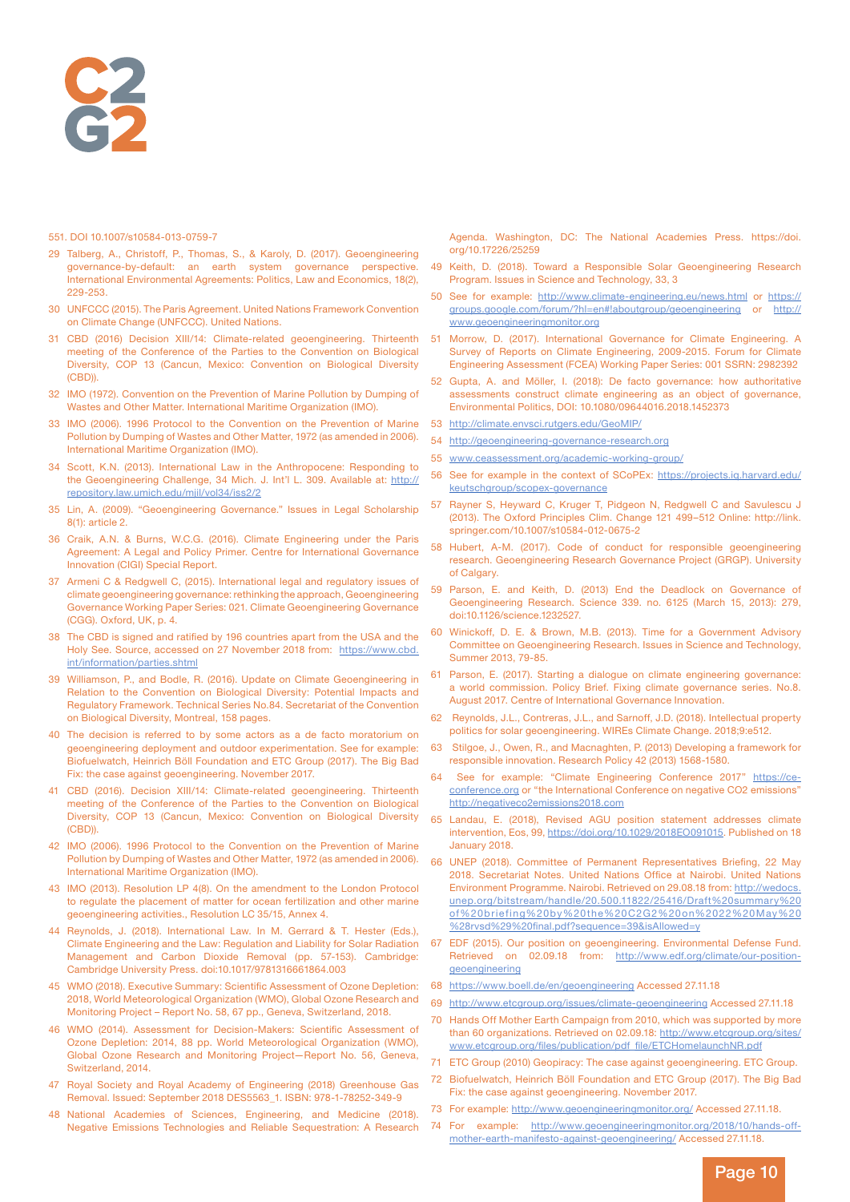551. DOI 10.1007/s10584-013-0759-7

29 Talberg, A., Christoff, P., Thomas, S., & Karoly, D. (2017). Geoengineering governance-by-default: an earth system governance perspective. International Environmental Agreements: Politics, Law and Economics, 18(2), 229-253.

30 UNFCCC (2015). The Paris Agreement. United Nations Framework Convention on Climate Change (UNFCCC). United Nations.

31 CBD (2016) Decision XIII/14: Climate-related geoengineering. Thirteenth meeting of the Conference of the Parties to the Convention on Biological Diversity, COP 13 (Cancun, Mexico: Convention on Biological Diversity (CBD)).

32 IMO (1972). Convention on the Prevention of Marine Pollution by Dumping of Wastes and Other Matter. International Maritime Organization (IMO).

33 IMO (2006). 1996 Protocol to the Convention on the Prevention of Marine Pollution by Dumping of Wastes and Other Matter, 1972 (as amended in 2006). International Maritime Organization (IMO).

34 Scott, K.N. (2013). International Law in the Anthropocene: Responding to the Geoengineering Challenge, 34 Mich. J. Int'l L. 309. Available at: http://repository.law.umich.edu/mjil/vol34/iss2/2

35 Lin, A. (2009). "Geoengineering Governance." Issues in Legal Scholarship 8(1): article 2.

36 Craik, A.N. & Burns, W.C.G. (2016). Climate Engineering under the Paris Agreement: A Legal and Policy Primer. Centre for International Governance Innovation (CIGI) Special Report.

37 Armeni C & Redgwell C, (2015). International legal and regulatory issues of climate geoengineering governance: rethinking the approach, Geoengineering Governance Working Paper Series: 021. Climate Geoengineering Governance (CGG). Oxford, UK, p. 4.

38 The CBD is signed and ratified by 196 countries apart from the USA and the Holy See. Source, accessed on 27 November 2018 from: https://www.cbd.int/information/parties.shtml

39 Williamson, P., and Bodle, R. (2016). Update on Climate Geoengineering in Relation to the Convention on Biological Diversity: Potential Impacts and Regulatory Framework. Technical Series No.84. Secretariat of the Convention on Biological Diversity, Montreal, 158 pages.

40 The decision is referred to by some actors as a de facto moratorium on geoengineering deployment and outdoor experimentation. See for example: Biofuelwatch, Heinrich Böll Foundation and ETC Group (2017). The Big Bad Fix: the case against geoengineering. November 2017.

41 CBD (2016). Decision XIII/14: Climate-related geoengineering. Thirteenth meeting of the Conference of the Parties to the Convention on Biological Diversity, COP 13 (Cancun, Mexico: Convention on Biological Diversity (CBD)).

42 IMO (2006). 1996 Protocol to the Convention on the Prevention of Marine Pollution by Dumping of Wastes and Other Matter, 1972 (as amended in 2006). International Maritime Organization (IMO).

43 IMO (2013). Resolution LP 4(8). On the amendment to the London Protocol to regulate the placement of matter for ocean fertilization and other marine geoengineering activities., Resolution LC 35/15, Annex 4.

44 Reynolds, J. (2018). International Law. In M. Gerrard & T. Hester (Eds.), Climate Engineering and the Law: Regulation and Liability for Solar Radiation Management and Carbon Dioxide Removal (pp. 57-153). Cambridge: Cambridge University Press. doi:10.1017/9781316661864.003

45 WMO (2018). Executive Summary: Scientific Assessment of Ozone Depletion: 2018, World Meteorological Organization (WMO), Global Ozone Research and Monitoring Project – Report No. 58, 67 pp., Geneva, Switzerland, 2018.

46 WMO (2014). Assessment for Decision-Makers: Scientific Assessment of Ozone Depletion: 2014, 88 pp. World Meteorological Organization (WMO), Global Ozone Research and Monitoring Project—Report No. 56, Geneva, Switzerland, 2014.

47 Royal Society and Royal Academy of Engineering (2018) Greenhouse Gas Removal. Issued: September 2018 DES5563_1. ISBN: 978-1-78252-349-9

48 National Academies of Sciences, Engineering, and Medicine (2018). Negative Emissions Technologies and Reliable Sequestration: A Research Agenda. Washington, DC: The National Academies Press. https://doi.org/10.17226/25259

49 Keith, D. (2018). Toward a Responsible Solar Geoengineering Research Program. Issues in Science and Technology, 33, 3

50 See for example: http://www.climate-engineering.eu/news.html or https://groups.google.com/forum/?hl=en#!aboutgroup/geoengineering or http://www.geoengineeringmonitor.org

51 Morrow, D. (2017). International Governance for Climate Engineering. A Survey of Reports on Climate Engineering, 2009-2015. Forum for Climate Engineering Assessment (FCEA) Working Paper Series: 001 SSRN: 2982392

52 Gupta, A. and Möller, I. (2018): De facto governance: how authoritative assessments construct climate engineering as an object of governance, Environmental Politics, DOI: 10.1080/09644016.2018.1452373

53 http://climate.envsci.rutgers.edu/GeoMIP/

54 http://geoengineering-governance-research.org

55 www.ceassessment.org/academic-working-group/

56 See for example in the context of SCoPEx: https://projects.iq.harvard.edu/keutschgroup/scopex-governance

57 Rayner S, Heyward C, Kruger T, Pidgeon N, Redgwell C and Savulescu J (2013). The Oxford Principles Clim. Change 121 499–512 Online: http://link.springer.com/10.1007/s10584-012-0675-2

58 Hubert, A-M. (2017). Code of conduct for responsible geoengineering research. Geoengineering Research Governance Project (GRGP). University of Calgary.

59 Parson, E. and Keith, D. (2013) End the Deadlock on Governance of Geoengineering Research. Science 339. no. 6125 (March 15, 2013): 279, doi:10.1126/science.1232527.

60 Winickoff, D. E. & Brown, M.B. (2013). Time for a Government Advisory Committee on Geoengineering Research. Issues in Science and Technology, Summer 2013, 79-85.

61 Parson, E. (2017). Starting a dialogue on climate engineering governance: a world commission. Policy Brief. Fixing climate governance series. No.8. August 2017. Centre of International Governance Innovation.

62 Reynolds, J.L., Contreras, J.L., and Sarnoff, J.D. (2018). Intellectual property politics for solar geoengineering. WIREs Climate Change. 2018;9:e512.

63 Stilgoe, J., Owen, R., and Macnaghten, P. (2013) Developing a framework for responsible innovation. Research Policy 42 (2013) 1568-1580.

64 See for example: "Climate Engineering Conference 2017" https://ce-conference.org or "the International Conference on negative CO2 emissions" http://negativeco2emissions2018.com

65 Landau, E. (2018), Revised AGU position statement addresses climate intervention, Eos, 99, https://doi.org/10.1029/2018EO091015. Published on 18 January 2018.

66 UNEP (2018). Committee of Permanent Representatives Briefing, 22 May 2018. Secretariat Notes. United Nations Office at Nairobi. United Nations Environment Programme. Nairobi. Retrieved on 29.08.18 from: http://wedocs.unep.org/bitstream/handle/20.500.11822/25416/Draft%20summary%20of%20briefing%20by%20the%20C2G2%20on%2022%20May%20%28rvsd%29%20final.pdf?sequence=39&isAllowed=y

67 EDF (2015). Our position on geoengineering. Environmental Defense Fund. Retrieved on 02.09.18 from: http://www.edf.org/climate/our-position-geoengineering

68 https://www.boell.de/en/geoengineering Accessed 27.11.18

69 http://www.etcgroup.org/issues/climate-geoengineering Accessed 27.11.18

70 Hands Off Mother Earth Campaign from 2010, which was supported by more than 60 organizations. Retrieved on 02.09.18: http://www.etcgroup.org/sites/www.etcgroup.org/files/publication/pdf_file/ETCHomelaunchNR.pdf

71 ETC Group (2010) Geopiracy: The case against geoengineering. ETC Group.

72 Biofuelwatch, Heinrich Böll Foundation and ETC Group (2017). The Big Bad Fix: the case against geoengineering. November 2017.

73 For example: http://www.geoengineeringmonitor.org/ Accessed 27.11.18.

74 For example: http://www.geoengineeringmonitor.org/2018/10/hands-off-mother-earth-manifesto-against-geoengineering/ Accessed 27.11.18.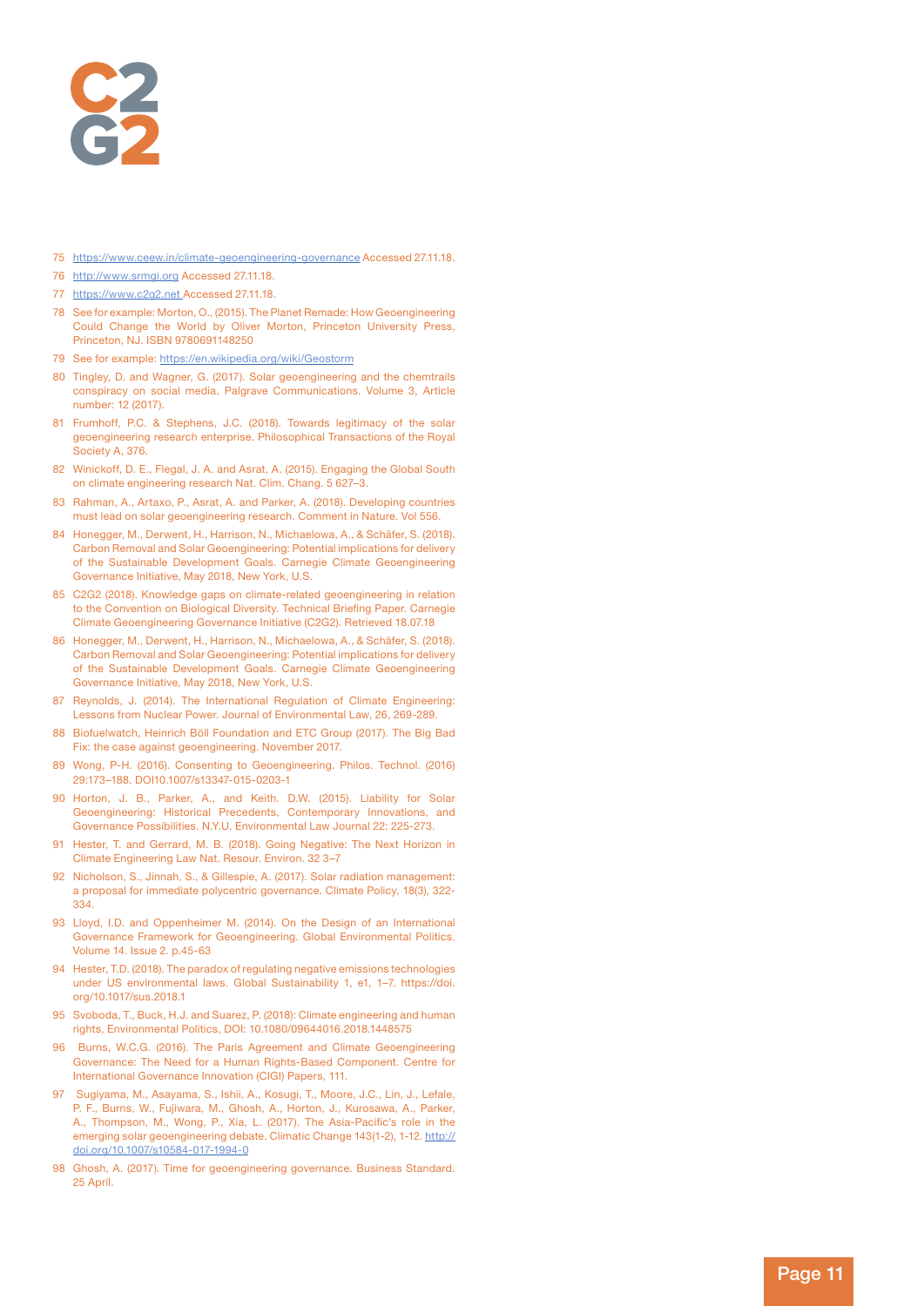75 https://www.ceew.in/climate-geoengineering-governance Accessed 27.11.18.

76 http://www.srmgi.org Accessed 27.11.18.

77 https://www.c2g2.net Accessed 27.11.18.

78 See for example: Morton, O., (2015). The Planet Remade: How Geoengineering Could Change the World by Oliver Morton, Princeton University Press, Princeton, NJ. ISBN 9780691148250

79 See for example: https://en.wikipedia.org/wiki/Geostorm

80 Tingley, D. and Wagner, G. (2017). Solar geoengineering and the chemtrails conspiracy on social media. Palgrave Communications. Volume 3, Article number: 12 (2017).

81 Frumhoff, P.C. & Stephens, J.C. (2018). Towards legitimacy of the solar geoengineering research enterprise. Philosophical Transactions of the Royal Society A, 376.

82 Winickoff, D. E., Flegal, J. A. and Asrat, A. (2015). Engaging the Global South on climate engineering research Nat. Clim. Chang. 5 627–3.

83 Rahman, A., Artaxo, P., Asrat, A. and Parker, A. (2018). Developing countries must lead on solar geoengineering research. Comment in Nature. Vol 556.

84 Honegger, M., Derwent, H., Harrison, N., Michaelowa, A., & Schäfer, S. (2018). Carbon Removal and Solar Geoengineering: Potential implications for delivery of the Sustainable Development Goals. Carnegie Climate Geoengineering Governance Initiative, May 2018, New York, U.S.

85 C2G2 (2018). Knowledge gaps on climate-related geoengineering in relation to the Convention on Biological Diversity. Technical Briefing Paper. Carnegie Climate Geoengineering Governance Initiative (C2G2). Retrieved 18.07.18

86 Honegger, M., Derwent, H., Harrison, N., Michaelowa, A., & Schäfer, S. (2018). Carbon Removal and Solar Geoengineering: Potential implications for delivery of the Sustainable Development Goals. Carnegie Climate Geoengineering Governance Initiative, May 2018, New York, U.S.

87 Reynolds, J. (2014). The International Regulation of Climate Engineering: Lessons from Nuclear Power. Journal of Environmental Law, 26, 269-289.

88 Biofuelwatch, Heinrich Böll Foundation and ETC Group (2017). The Big Bad Fix: the case against geoengineering. November 2017.

89 Wong, P-H. (2016). Consenting to Geoengineering. Philos. Technol. (2016) 29:173–188. DOI10.1007/s13347-015-0203-1

90 Horton, J. B., Parker, A., and Keith. D.W. (2015). Liability for Solar Geoengineering: Historical Precedents, Contemporary Innovations, and Governance Possibilities. N.Y.U. Environmental Law Journal 22: 225-273.

91 Hester, T. and Gerrard, M. B. (2018). Going Negative: The Next Horizon in Climate Engineering Law Nat. Resour. Environ. 32 3–7

92 Nicholson, S., Jinnah, S., & Gillespie, A. (2017). Solar radiation management: a proposal for immediate polycentric governance. Climate Policy, 18(3), 322-334.

93 Lloyd, I.D. and Oppenheimer M. (2014). On the Design of an International Governance Framework for Geoengineering. Global Environmental Politics. Volume 14. Issue 2. p.45-63

94 Hester, T.D. (2018). The paradox of regulating negative emissions technologies under US environmental laws. Global Sustainability 1, e1, 1–7. https://doi.org/10.1017/sus.2018.1

95 Svoboda, T., Buck, H.J. and Suarez, P. (2018): Climate engineering and human rights, Environmental Politics, DOI: 10.1080/09644016.2018.1448575

96 Burns, W.C.G. (2016). The Paris Agreement and Climate Geoengineering Governance: The Need for a Human Rights-Based Component. Centre for International Governance Innovation (CIGI) Papers, 111.

97 Sugiyama, M., Asayama, S., Ishii, A., Kosugi, T., Moore, J.C., Lin, J., Lefale, P. F., Burns, W., Fujiwara, M., Ghosh, A., Horton, J., Kurosawa, A., Parker, A., Thompson, M., Wong, P., Xia, L. (2017). The Asia-Pacific's role in the emerging solar geoengineering debate. Climatic Change 143(1-2), 1-12. http://doi.org/10.1007/s10584-017-1994-0

98 Ghosh, A. (2017). Time for geoengineering governance. Business Standard. 25 April.